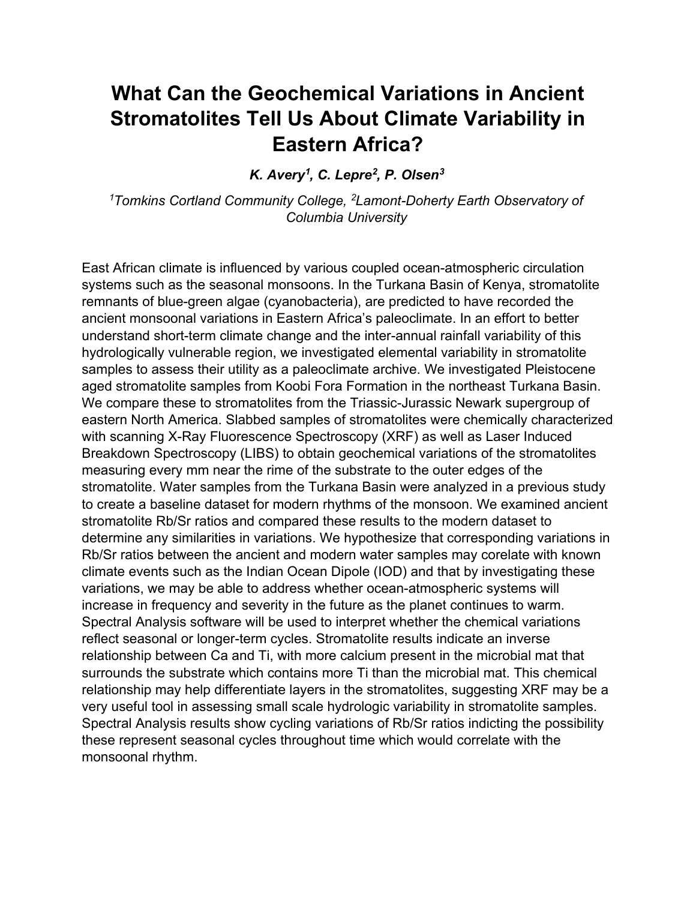# What Can the Geochemical Variations in Ancient Stromatolites Tell Us About Climate Variability in Eastern Africa?

***K. Avery[1], C. Lepre[2], P. Olsen[3]***

*[1]Tomkins Cortland Community College, [2]Lamont-Doherty Earth Observatory of Columbia University*

East African climate is influenced by various coupled ocean-atmospheric circulation systems such as the seasonal monsoons. In the Turkana Basin of Kenya, stromatolite remnants of blue-green algae (cyanobacteria), are predicted to have recorded the ancient monsoonal variations in Eastern Africa's paleoclimate. In an effort to better understand short-term climate change and the inter-annual rainfall variability of this hydrologically vulnerable region, we investigated elemental variability in stromatolite samples to assess their utility as a paleoclimate archive. We investigated Pleistocene aged stromatolite samples from Koobi Fora Formation in the northeast Turkana Basin. We compare these to stromatolites from the Triassic-Jurassic Newark supergroup of eastern North America. Slabbed samples of stromatolites were chemically characterized with scanning X-Ray Fluorescence Spectroscopy (XRF) as well as Laser Induced Breakdown Spectroscopy (LIBS) to obtain geochemical variations of the stromatolites measuring every mm near the rime of the substrate to the outer edges of the stromatolite. Water samples from the Turkana Basin were analyzed in a previous study to create a baseline dataset for modern rhythms of the monsoon. We examined ancient stromatolite Rb/Sr ratios and compared these results to the modern dataset to determine any similarities in variations. We hypothesize that corresponding variations in Rb/Sr ratios between the ancient and modern water samples may corelate with known climate events such as the Indian Ocean Dipole (IOD) and that by investigating these variations, we may be able to address whether ocean-atmospheric systems will increase in frequency and severity in the future as the planet continues to warm. Spectral Analysis software will be used to interpret whether the chemical variations reflect seasonal or longer-term cycles. Stromatolite results indicate an inverse relationship between Ca and Ti, with more calcium present in the microbial mat that surrounds the substrate which contains more Ti than the microbial mat. This chemical relationship may help differentiate layers in the stromatolites, suggesting XRF may be a very useful tool in assessing small scale hydrologic variability in stromatolite samples. Spectral Analysis results show cycling variations of Rb/Sr ratios indicting the possibility these represent seasonal cycles throughout time which would correlate with the monsoonal rhythm.